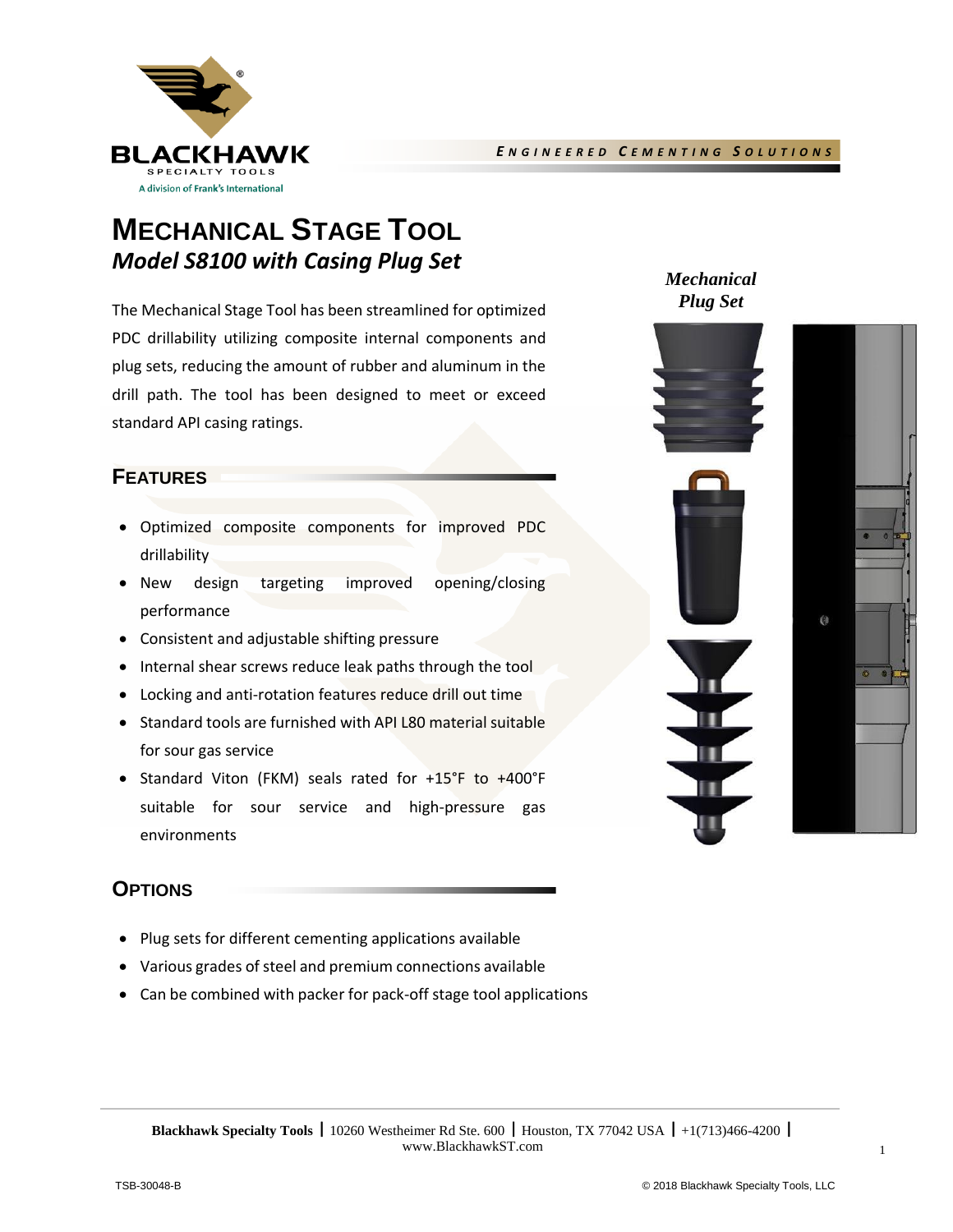*Engineered Cementing Solutions*

# Mechanical Stage Tool

## *Model S8100 with Casing Plug Set*

The Mechanical Stage Tool has been streamlined for optimized PDC drillability utilizing composite internal components and plug sets, reducing the amount of rubber and aluminum in the drill path. The tool has been designed to meet or exceed standard API casing ratings.

*Mechanical Plug Set*

## Features

- Optimized composite components for improved PDC drillability
- New design targeting improved opening/closing performance
- Consistent and adjustable shifting pressure
- Internal shear screws reduce leak paths through the tool
- Locking and anti-rotation features reduce drill out time
- Standard tools are furnished with API L80 material suitable for sour gas service
- Standard Viton (FKM) seals rated for +15°F to +400°F suitable for sour service and high-pressure gas environments

## Options

- Plug sets for different cementing applications available
- Various grades of steel and premium connections available
- Can be combined with packer for pack-off stage tool applications

**Blackhawk Specialty Tools** | 10260 Westheimer Rd Ste. 600 | Houston, TX 77042 USA | +1(713)466-4200 | www.BlackhawkST.com

TSB-30048-B

© 2018 Blackhawk Specialty Tools, LLC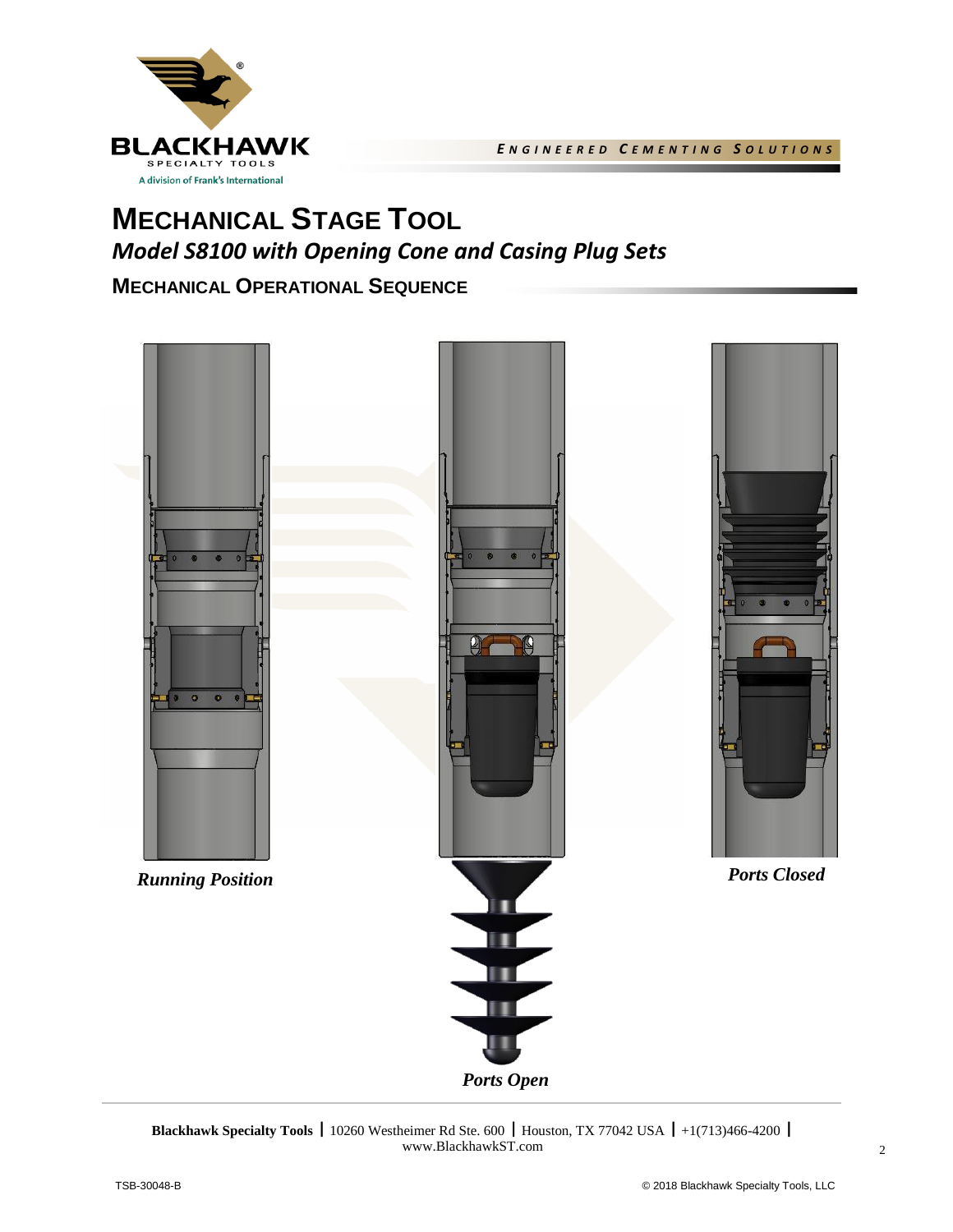# MECHANICAL STAGE TOOL

## *Model S8100 with Opening Cone and Casing Plug Sets*

### MECHANICAL OPERATIONAL SEQUENCE

*Running Position*

*Ports Open*

*Ports Closed*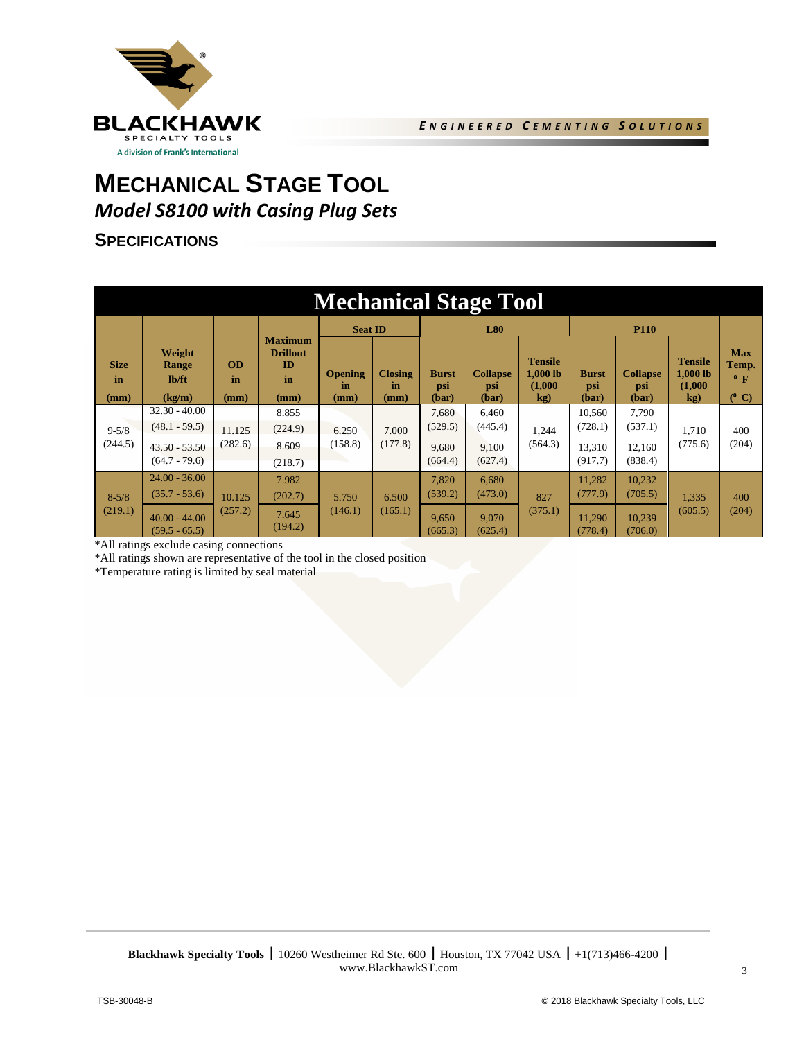**BLACKHAWK** SPECIALTY TOOLS
A division of Frank's International

*ENGINEERED CEMENTING SOLUTIONS*

# MECHANICAL STAGE TOOL

## *Model S8100 with Casing Plug Sets*

### SPECIFICATIONS

| Mechanical Stage Tool | | | | | | | | | | | | | |
|---|---|---|---|---|---|---|---|---|---|---|---|---|---|
| | | | | Seat ID | | L80 | | | P110 | | | | |
| Size in (mm) | Weight Range lb/ft (kg/m) | OD in (mm) | Maximum Drillout ID in (mm) | Opening in (mm) | Closing in (mm) | Burst psi (bar) | Collapse psi (bar) | Tensile 1,000 lb (1,000 kg) | Burst psi (bar) | Collapse psi (bar) | Tensile 1,000 lb (1,000 kg) | Max Temp. ° F (° C) |
| 9-5/8 (244.5) | 32.30 - 40.00 (48.1 - 59.5) | 11.125 (282.6) | 8.855 (224.9) | 6.250 (158.8) | 7.000 (177.8) | 7,680 (529.5) | 6,460 (445.4) | 1,244 (564.3) | 10,560 (728.1) | 7,790 (537.1) | 1,710 (775.6) | 400 (204) |
| | 43.50 - 53.50 (64.7 - 79.6) | | 8.609 (218.7) | | | 9,680 (664.4) | 9,100 (627.4) | | 13,310 (917.7) | 12,160 (838.4) | | |
| 8-5/8 (219.1) | 24.00 - 36.00 (35.7 - 53.6) | 10.125 (257.2) | 7.982 (202.7) | 5.750 (146.1) | 6.500 (165.1) | 7,820 (539.2) | 6,680 (473.0) | 827 (375.1) | 11,282 (777.9) | 10,232 (705.5) | 1,335 (605.5) | 400 (204) |
| | 40.00 - 44.00 (59.5 - 65.5) | | 7.645 (194.2) | | | 9,650 (665.3) | 9,070 (625.4) | | 11,290 (778.4) | 10,239 (706.0) | | |

*All ratings exclude casing connections

*All ratings shown are representative of the tool in the closed position

*Temperature rating is limited by seal material

**Blackhawk Specialty Tools** | 10260 Westheimer Rd Ste. 600 | Houston, TX 77042 USA | +1(713)466-4200 | www.BlackhawkST.com

TSB-30048-B

© 2018 Blackhawk Specialty Tools, LLC